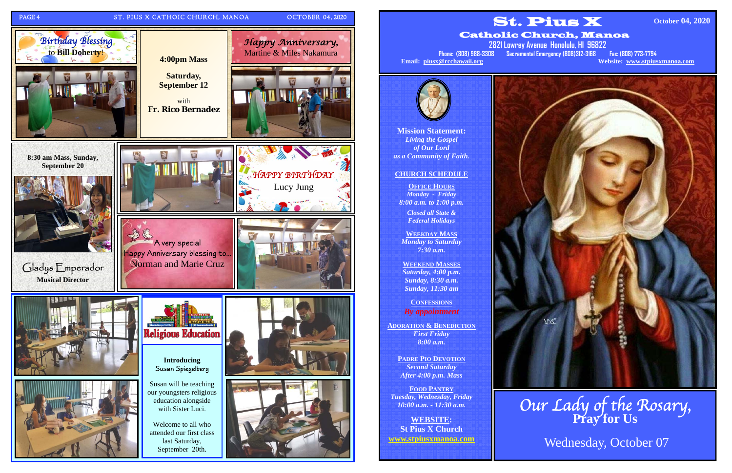## Birthday Blessing

to **Bill Doherty!**

**4:00pm Mass**

**Saturday, September 12**

with

**Fr. Rico Bernadez**

## Happy Anniversary,

Martine & Miles Nakamura

**8:30 am Mass, Sunday, September 20**

Gladys Emperador

**Musical Director**

## HAPPY BIRTHDAY,

Lucy Jung

A very special Happy Anniversary blessing to...

Norman and Marie Cruz

## Religious Education

**Introducing**

Susan Spiegelberg

Susan will be teaching our youngsters religious education alongside with Sister Luci.

Welcome to all who attended our first class last Saturday, September 20th.

# St. Pius X

## Catholic Church, Manoa

**October 04, 2020**

**2821 Lowrey Avenue Honolulu, HI 96822**

Phone: (808) 988-3308  Sacramental Emergency (808)312-3168  Fax: (808) 773-7794

**Email:** piusx@rcchawaii.org  **Website:** www.stpiusxmanoa.com

**Mission Statement:**

*Living the Gospel of Our Lord as a Community of Faith.*

**CHURCH SCHEDULE**

**OFFICE HOURS**

*Monday - Friday*
*8:00 a.m. to 1:00 p.m.*

*Closed all State & Federal Holidays*

**WEEKDAY MASS**

*Monday to Saturday*
*7:30 a.m.*

**WEEKEND MASSES**

*Saturday, 4:00 p.m.*
*Sunday, 8:30 a.m.*
*Sunday, 11:30 am*

**CONFESSIONS**

*By appointment*

**ADORATION & BENEDICTION**

*First Friday*
*8:00 a.m.*

**PADRE PIO DEVOTION**

*Second Saturday*
*After 4:00 p.m. Mass*

**FOOD PANTRY**

*Tuesday, Wednesday, Friday*
*10:00 a.m. - 11:30 a.m.*

**WEBSITE:**

**St Pius X Church**

**www.stpiusxmanoa.com**

## Our Lady of the Rosary, Pray for Us

Wednesday, October 07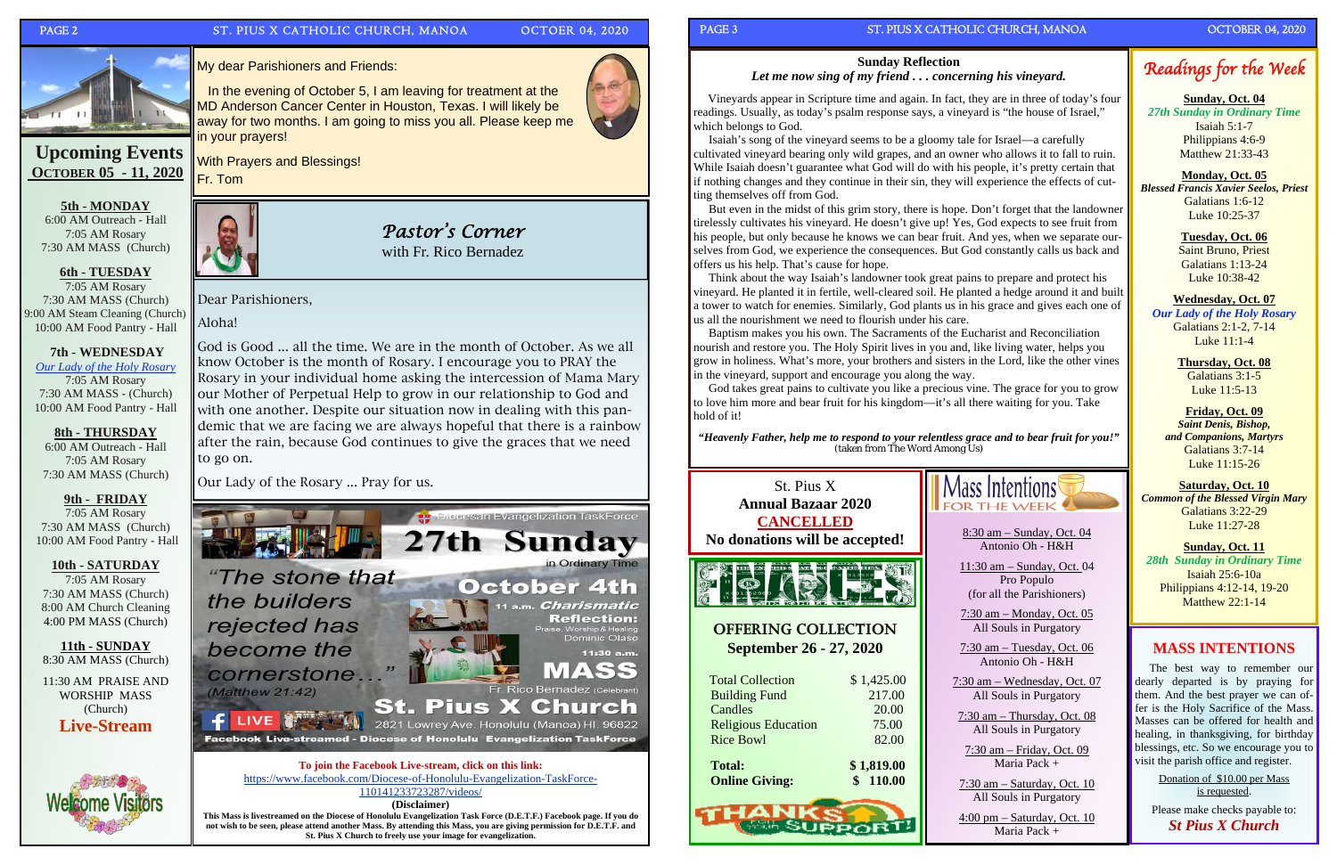## Upcoming Events
**OCTOBER 05 - 11, 2020**

**5th - MONDAY**
6:00 AM Outreach - Hall
7:05 AM Rosary
7:30 AM MASS (Church)

**6th - TUESDAY**
7:05 AM Rosary
7:30 AM MASS (Church)
9:00 AM Steam Cleaning (Church)
10:00 AM Food Pantry - Hall

**7th - WEDNESDAY**
*Our Lady of the Holy Rosary*
7:05 AM Rosary
7:30 AM MASS - (Church)
10:00 AM Food Pantry - Hall

**8th - THURSDAY**
6:00 AM Outreach - Hall
7:05 AM Rosary
7:30 AM MASS (Church)

**9th - FRIDAY**
7:05 AM Rosary
7:30 AM MASS (Church)
10:00 AM Food Pantry - Hall

**10th - SATURDAY**
7:05 AM Rosary
7:30 AM MASS (Church)
8:00 AM Church Cleaning
4:00 PM MASS (Church)

**11th - SUNDAY**
8:30 AM MASS (Church)

11:30 AM PRAISE AND WORSHIP MASS (Church)
**Live-Stream**

Welcome Visitors

My dear Parishioners and Friends:

In the evening of October 5, I am leaving for treatment at the MD Anderson Cancer Center in Houston, Texas. I will likely be away for two months. I am going to miss you all. Please keep me in your prayers!

With Prayers and Blessings!
Fr. Tom

## *Pastor's Corner*
with Fr. Rico Bernadez

Dear Parishioners,

Aloha!

God is Good … all the time. We are in the month of October. As we all know October is the month of Rosary. I encourage you to PRAY the Rosary in your individual home asking the intercession of Mama Mary our Mother of Perpetual Help to grow in our relationship to God and with one another. Despite our situation now in dealing with this pandemic that we are facing we are always hopeful that there is a rainbow after the rain, because God continues to give the graces that we need to go on.

Our Lady of the Rosary … Pray for us.

Diocesan Evangelization TaskForce
**27th Sunday** in Ordinary Time
"The stone that the builders rejected has become the cornerstone…" (Matthew 21:42)
**October 4th**
11 a.m. *Charismatic Reflection:* Praise, Worship & Healing — Dominic Olaso
11:30 a.m. **MASS** — Fr. Rico Bernadez (Celebrant)
**St. Pius X Church** — 2821 Lowrey Ave. Honolulu (Manoa) HI 96822
LIVE
Facebook Live-streamed - Diocese of Honolulu Evangelization TaskForce

**To join the Facebook Live-stream, click on this link:**
https://www.facebook.com/Diocese-of-Honolulu-Evangelization-TaskForce-110141233723287/videos/

**(Disclaimer)**
**This Mass is livestreamed on the Diocese of Honolulu Evangelization Task Force (D.E.T.F.) Facebook page. If you do not wish to be seen, please attend another Mass. By attending this Mass, you are giving permission for D.E.T.F. and St. Pius X Church to freely use your image for evangelization.**

## Sunday Reflection
***Let me now sing of my friend . . . concerning his vineyard.***

Vineyards appear in Scripture time and again. In fact, they are in three of today's four readings. Usually, as today's psalm response says, a vineyard is "the house of Israel," which belongs to God.

Isaiah's song of the vineyard seems to be a gloomy tale for Israel—a carefully cultivated vineyard bearing only wild grapes, and an owner who allows it to fall to ruin. While Isaiah doesn't guarantee what God will do with his people, it's pretty certain that if nothing changes and they continue in their sin, they will experience the effects of cutting themselves off from God.

But even in the midst of this grim story, there is hope. Don't forget that the landowner tirelessly cultivates his vineyard. He doesn't give up! Yes, God expects to see fruit from his people, but only because he knows we can bear fruit. And yes, when we separate ourselves from God, we experience the consequences. But God constantly calls us back and offers us his help. That's cause for hope.

Think about the way Isaiah's landowner took great pains to prepare and protect his vineyard. He planted it in fertile, well-cleared soil. He planted a hedge around it and built a tower to watch for enemies. Similarly, God plants us in his grace and gives each one of us all the nourishment we need to flourish under his care.

Baptism makes you his own. The Sacraments of the Eucharist and Reconciliation nourish and restore you. The Holy Spirit lives in you and, like living water, helps you grow in holiness. What's more, your brothers and sisters in the Lord, like the other vines in the vineyard, support and encourage you along the way.

God takes great pains to cultivate you like a precious vine. The grace for you to grow to love him more and bear fruit for his kingdom—it's all there waiting for you. Take hold of it!

***"Heavenly Father, help me to respond to your relentless grace and to bear fruit for you!"***
(taken from The Word Among Us)

St. Pius X
**Annual Bazaar 2020**
**CANCELLED**
**No donations will be accepted!**

FINANCES

## OFFERING COLLECTION
**September 26 - 27, 2020**

| | |
|---|---|
| Total Collection | $ 1,425.00 |
| Building Fund | 217.00 |
| Candles | 20.00 |
| Religious Education | 75.00 |
| Rice Bowl | 82.00 |
| **Total:** | **$ 1,819.00** |
| **Online Giving:** | **$ 110.00** |

THANKS FOR YOUR SUPPORT!

## Mass Intentions FOR THE WEEK

8:30 am – Sunday, Oct. 04
Antonio Oh - H&H

11:30 am – Sunday, Oct. 04
Pro Populo
(for all the Parishioners)

7:30 am – Monday, Oct. 05
All Souls in Purgatory

7:30 am – Tuesday, Oct. 06
Antonio Oh - H&H

7:30 am – Wednesday, Oct. 07
All Souls in Purgatory

7:30 am – Thursday, Oct. 08
All Souls in Purgatory

7:30 am – Friday, Oct. 09
Maria Pack +

7:30 am – Saturday, Oct. 10
All Souls in Purgatory

4:00 pm – Saturday, Oct. 10
Maria Pack +

## *Readings for the Week*

**Sunday, Oct. 04**
*27th Sunday in Ordinary Time*
Isaiah 5:1-7
Philippians 4:6-9
Matthew 21:33-43

**Monday, Oct. 05**
*Blessed Francis Xavier Seelos, Priest*
Galatians 1:6-12
Luke 10:25-37

**Tuesday, Oct. 06**
Saint Bruno, Priest
Galatians 1:13-24
Luke 10:38-42

**Wednesday, Oct. 07**
*Our Lady of the Holy Rosary*
Galatians 2:1-2, 7-14
Luke 11:1-4

**Thursday, Oct. 08**
Galatians 3:1-5
Luke 11:5-13

**Friday, Oct. 09**
*Saint Denis, Bishop, and Companions, Martyrs*
Galatians 3:7-14
Luke 11:15-26

**Saturday, Oct. 10**
*Common of the Blessed Virgin Mary*
Galatians 3:22-29
Luke 11:27-28

**Sunday, Oct. 11**
*28th Sunday in Ordinary Time*
Isaiah 25:6-10a
Philippians 4:12-14, 19-20
Matthew 22:1-14

## MASS INTENTIONS

The best way to remember our dearly departed is by praying for them. And the best prayer we can offer is the Holy Sacrifice of the Mass. Masses can be offered for health and healing, in thanksgiving, for birthday blessings, etc. So we encourage you to visit the parish office and register.

Donation of $10.00 per Mass is requested.

Please make checks payable to:
***St Pius X Church***